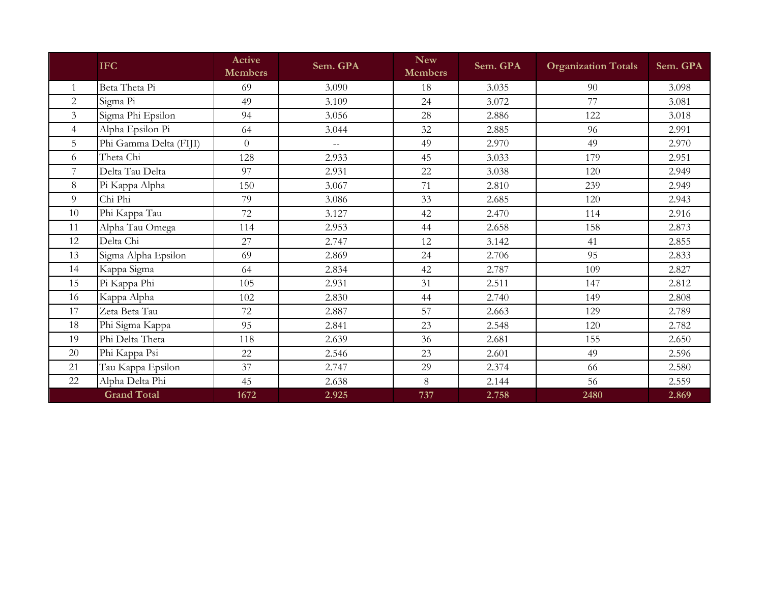|  | IFC | Active Members | Sem. GPA | New Members | Sem. GPA | Organization Totals | Sem. GPA |
|---|---|---|---|---|---|---|---|
| 1 | Beta Theta Pi | 69 | 3.090 | 18 | 3.035 | 90 | 3.098 |
| 2 | Sigma Pi | 49 | 3.109 | 24 | 3.072 | 77 | 3.081 |
| 3 | Sigma Phi Epsilon | 94 | 3.056 | 28 | 2.886 | 122 | 3.018 |
| 4 | Alpha Epsilon Pi | 64 | 3.044 | 32 | 2.885 | 96 | 2.991 |
| 5 | Phi Gamma Delta (FIJI) | 0 | -- | 49 | 2.970 | 49 | 2.970 |
| 6 | Theta Chi | 128 | 2.933 | 45 | 3.033 | 179 | 2.951 |
| 7 | Delta Tau Delta | 97 | 2.931 | 22 | 3.038 | 120 | 2.949 |
| 8 | Pi Kappa Alpha | 150 | 3.067 | 71 | 2.810 | 239 | 2.949 |
| 9 | Chi Phi | 79 | 3.086 | 33 | 2.685 | 120 | 2.943 |
| 10 | Phi Kappa Tau | 72 | 3.127 | 42 | 2.470 | 114 | 2.916 |
| 11 | Alpha Tau Omega | 114 | 2.953 | 44 | 2.658 | 158 | 2.873 |
| 12 | Delta Chi | 27 | 2.747 | 12 | 3.142 | 41 | 2.855 |
| 13 | Sigma Alpha Epsilon | 69 | 2.869 | 24 | 2.706 | 95 | 2.833 |
| 14 | Kappa Sigma | 64 | 2.834 | 42 | 2.787 | 109 | 2.827 |
| 15 | Pi Kappa Phi | 105 | 2.931 | 31 | 2.511 | 147 | 2.812 |
| 16 | Kappa Alpha | 102 | 2.830 | 44 | 2.740 | 149 | 2.808 |
| 17 | Zeta Beta Tau | 72 | 2.887 | 57 | 2.663 | 129 | 2.789 |
| 18 | Phi Sigma Kappa | 95 | 2.841 | 23 | 2.548 | 120 | 2.782 |
| 19 | Phi Delta Theta | 118 | 2.639 | 36 | 2.681 | 155 | 2.650 |
| 20 | Phi Kappa Psi | 22 | 2.546 | 23 | 2.601 | 49 | 2.596 |
| 21 | Tau Kappa Epsilon | 37 | 2.747 | 29 | 2.374 | 66 | 2.580 |
| 22 | Alpha Delta Phi | 45 | 2.638 | 8 | 2.144 | 56 | 2.559 |
| **Grand Total** |  | **1672** | **2.925** | **737** | **2.758** | **2480** | **2.869** |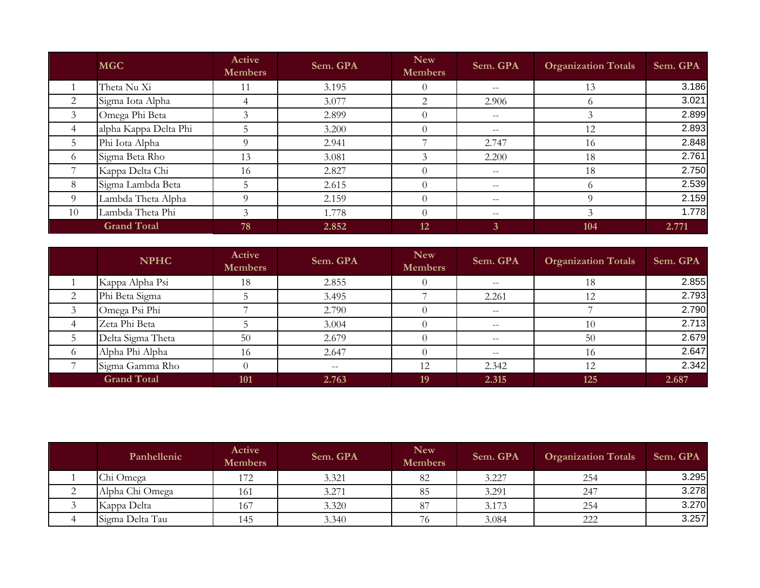| | MGC | Active Members | Sem. GPA | New Members | Sem. GPA | Organization Totals | Sem. GPA |
|---|---|---|---|---|---|---|---|
| 1 | Theta Nu Xi | 11 | 3.195 | 0 | -- | 13 | 3.186 |
| 2 | Sigma Iota Alpha | 4 | 3.077 | 2 | 2.906 | 6 | 3.021 |
| 3 | Omega Phi Beta | 3 | 2.899 | 0 | -- | 3 | 2.899 |
| 4 | alpha Kappa Delta Phi | 5 | 3.200 | 0 | -- | 12 | 2.893 |
| 5 | Phi Iota Alpha | 9 | 2.941 | 7 | 2.747 | 16 | 2.848 |
| 6 | Sigma Beta Rho | 13 | 3.081 | 3 | 2.200 | 18 | 2.761 |
| 7 | Kappa Delta Chi | 16 | 2.827 | 0 | -- | 18 | 2.750 |
| 8 | Sigma Lambda Beta | 5 | 2.615 | 0 | -- | 6 | 2.539 |
| 9 | Lambda Theta Alpha | 9 | 2.159 | 0 | -- | 9 | 2.159 |
| 10 | Lambda Theta Phi | 3 | 1.778 | 0 | -- | 3 | 1.778 |
| | **Grand Total** | **78** | **2.852** | **12** | **3** | **104** | **2.771** |

| | NPHC | Active Members | Sem. GPA | New Members | Sem. GPA | Organization Totals | Sem. GPA |
|---|---|---|---|---|---|---|---|
| 1 | Kappa Alpha Psi | 18 | 2.855 | 0 | -- | 18 | 2.855 |
| 2 | Phi Beta Sigma | 5 | 3.495 | 7 | 2.261 | 12 | 2.793 |
| 3 | Omega Psi Phi | 7 | 2.790 | 0 | -- | 7 | 2.790 |
| 4 | Zeta Phi Beta | 5 | 3.004 | 0 | -- | 10 | 2.713 |
| 5 | Delta Sigma Theta | 50 | 2.679 | 0 | -- | 50 | 2.679 |
| 6 | Alpha Phi Alpha | 16 | 2.647 | 0 | -- | 16 | 2.647 |
| 7 | Sigma Gamma Rho | 0 | -- | 12 | 2.342 | 12 | 2.342 |
| | **Grand Total** | **101** | **2.763** | **19** | **2.315** | **125** | **2.687** |

| | Panhellenic | Active Members | Sem. GPA | New Members | Sem. GPA | Organization Totals | Sem. GPA |
|---|---|---|---|---|---|---|---|
| 1 | Chi Omega | 172 | 3.321 | 82 | 3.227 | 254 | 3.295 |
| 2 | Alpha Chi Omega | 161 | 3.271 | 85 | 3.291 | 247 | 3.278 |
| 3 | Kappa Delta | 167 | 3.320 | 87 | 3.173 | 254 | 3.270 |
| 4 | Sigma Delta Tau | 145 | 3.340 | 76 | 3.084 | 222 | 3.257 |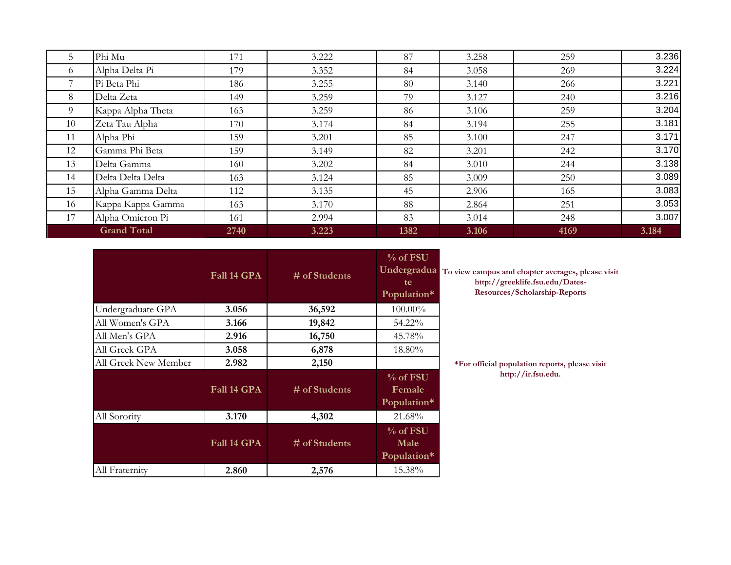| | | | | | | | |
|---|---|---|---|---|---|---|---|
| 5 | Phi Mu | 171 | 3.222 | 87 | 3.258 | 259 | 3.236 |
| 6 | Alpha Delta Pi | 179 | 3.352 | 84 | 3.058 | 269 | 3.224 |
| 7 | Pi Beta Phi | 186 | 3.255 | 80 | 3.140 | 266 | 3.221 |
| 8 | Delta Zeta | 149 | 3.259 | 79 | 3.127 | 240 | 3.216 |
| 9 | Kappa Alpha Theta | 163 | 3.259 | 86 | 3.106 | 259 | 3.204 |
| 10 | Zeta Tau Alpha | 170 | 3.174 | 84 | 3.194 | 255 | 3.181 |
| 11 | Alpha Phi | 159 | 3.201 | 85 | 3.100 | 247 | 3.171 |
| 12 | Gamma Phi Beta | 159 | 3.149 | 82 | 3.201 | 242 | 3.170 |
| 13 | Delta Gamma | 160 | 3.202 | 84 | 3.010 | 244 | 3.138 |
| 14 | Delta Delta Delta | 163 | 3.124 | 85 | 3.009 | 250 | 3.089 |
| 15 | Alpha Gamma Delta | 112 | 3.135 | 45 | 2.906 | 165 | 3.083 |
| 16 | Kappa Kappa Gamma | 163 | 3.170 | 88 | 2.864 | 251 | 3.053 |
| 17 | Alpha Omicron Pi | 161 | 2.994 | 83 | 3.014 | 248 | 3.007 |
| | **Grand Total** | **2740** | **3.223** | **1382** | **3.106** | **4169** | **3.184** |

| | Fall 14 GPA | # of Students | % of FSU Undergraduate Population* |
|---|---|---|---|
| Undergraduate GPA | **3.056** | **36,592** | 100.00% |
| All Women's GPA | **3.166** | **19,842** | 54.22% |
| All Men's GPA | **2.916** | **16,750** | 45.78% |
| All Greek GPA | **3.058** | **6,878** | 18.80% |
| All Greek New Member | **2.982** | **2,150** | |
| | **Fall 14 GPA** | **# of Students** | **% of FSU Female Population*** |
| All Sorority | **3.170** | **4,302** | 21.68% |
| | **Fall 14 GPA** | **# of Students** | **% of FSU Male Population*** |
| All Fraternity | **2.860** | **2,576** | 15.38% |

**To view campus and chapter averages, please visit http://greeklife.fsu.edu/Dates-Resources/Scholarship-Reports**

***For official population reports, please visit http://ir.fsu.edu.**